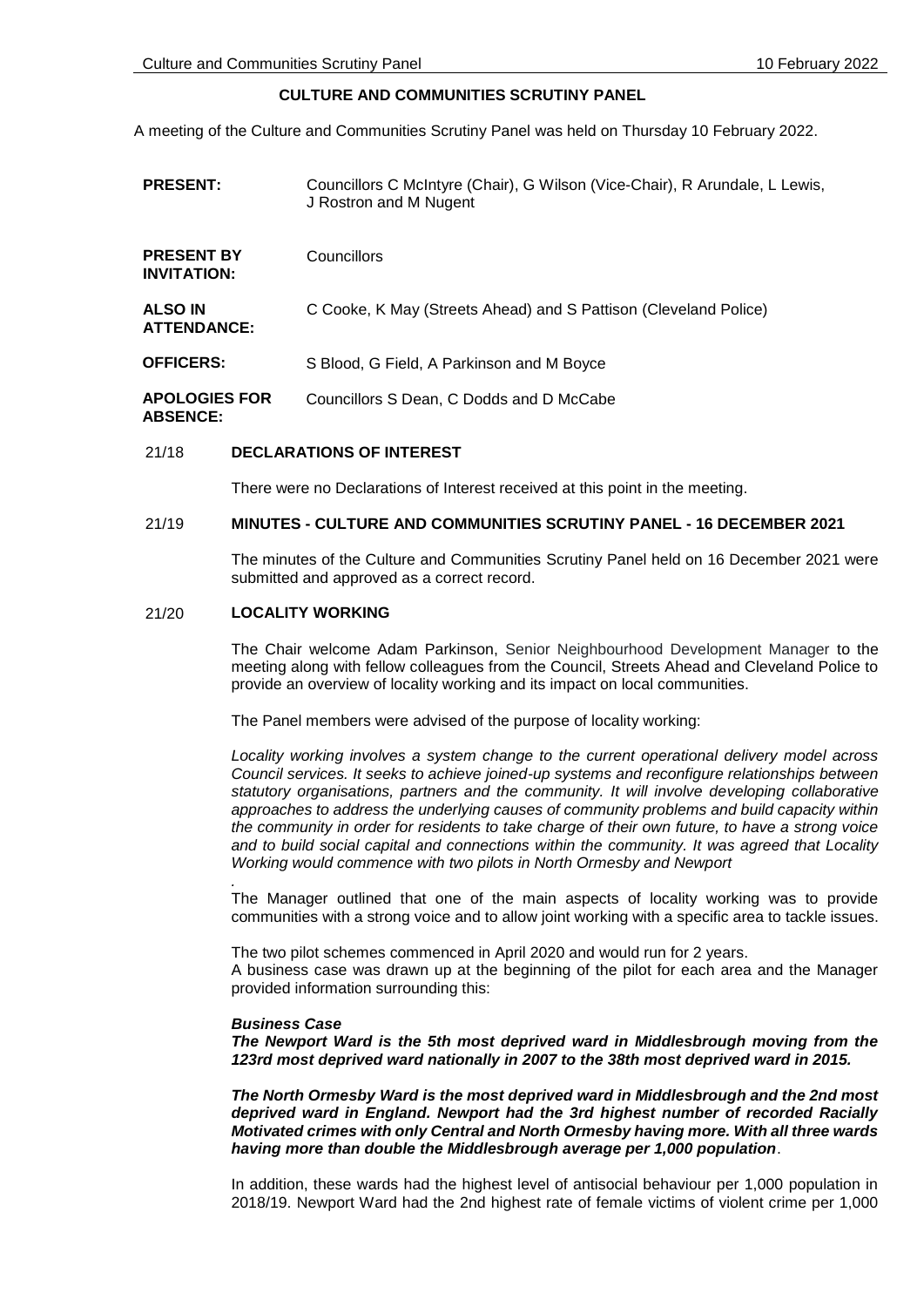# CULTURE AND COMMUNITIES SCRUTINY PANEL

A meeting of the Culture and Communities Scrutiny Panel was held on Thursday 10 February 2022.

| | |
|---|---|
| **PRESENT:** | Councillors C McIntyre (Chair), G Wilson (Vice-Chair), R Arundale, L Lewis, J Rostron and M Nugent |
| **PRESENT BY INVITATION:** | Councillors |
| **ALSO IN ATTENDANCE:** | C Cooke, K May (Streets Ahead) and S Pattison (Cleveland Police) |
| **OFFICERS:** | S Blood, G Field, A Parkinson and M Boyce |
| **APOLOGIES FOR ABSENCE:** | Councillors S Dean, C Dodds and D McCabe |

## 21/18 DECLARATIONS OF INTEREST

There were no Declarations of Interest received at this point in the meeting.

## 21/19 MINUTES - CULTURE AND COMMUNITIES SCRUTINY PANEL - 16 DECEMBER 2021

The minutes of the Culture and Communities Scrutiny Panel held on 16 December 2021 were submitted and approved as a correct record.

## 21/20 LOCALITY WORKING

The Chair welcome Adam Parkinson, Senior Neighbourhood Development Manager to the meeting along with fellow colleagues from the Council, Streets Ahead and Cleveland Police to provide an overview of locality working and its impact on local communities.

The Panel members were advised of the purpose of locality working:

*Locality working involves a system change to the current operational delivery model across Council services. It seeks to achieve joined-up systems and reconfigure relationships between statutory organisations, partners and the community. It will involve developing collaborative approaches to address the underlying causes of community problems and build capacity within the community in order for residents to take charge of their own future, to have a strong voice and to build social capital and connections within the community. It was agreed that Locality Working would commence with two pilots in North Ormesby and Newport*

.
The Manager outlined that one of the main aspects of locality working was to provide communities with a strong voice and to allow joint working with a specific area to tackle issues.

The two pilot schemes commenced in April 2020 and would run for 2 years.
A business case was drawn up at the beginning of the pilot for each area and the Manager provided information surrounding this:

***Business Case***
***The Newport Ward is the 5th most deprived ward in Middlesbrough moving from the 123rd most deprived ward nationally in 2007 to the 38th most deprived ward in 2015.***

***The North Ormesby Ward is the most deprived ward in Middlesbrough and the 2nd most deprived ward in England. Newport had the 3rd highest number of recorded Racially Motivated crimes with only Central and North Ormesby having more. With all three wards having more than double the Middlesbrough average per 1,000 population***.

In addition, these wards had the highest level of antisocial behaviour per 1,000 population in 2018/19. Newport Ward had the 2nd highest rate of female victims of violent crime per 1,000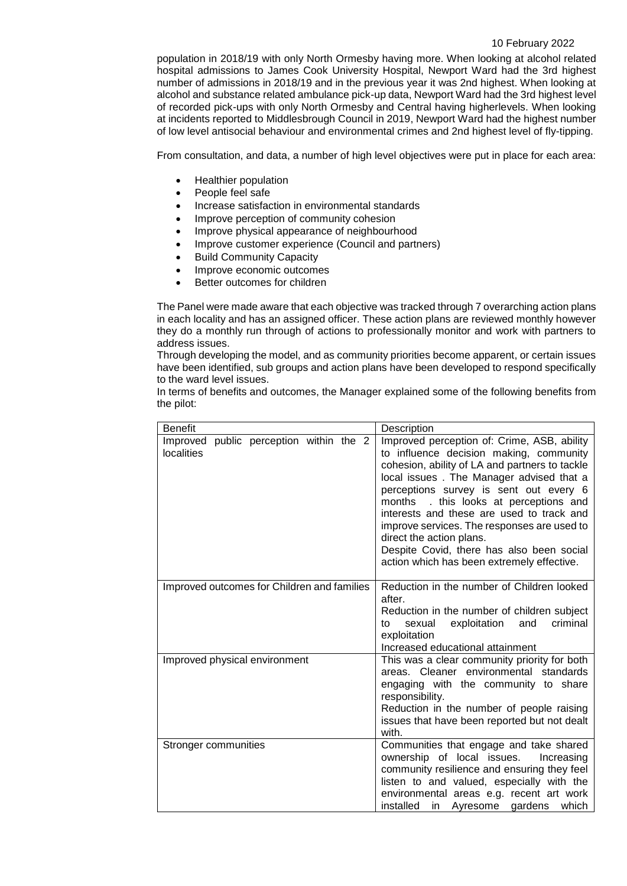population in 2018/19 with only North Ormesby having more. When looking at alcohol related hospital admissions to James Cook University Hospital, Newport Ward had the 3rd highest number of admissions in 2018/19 and in the previous year it was 2nd highest. When looking at alcohol and substance related ambulance pick-up data, Newport Ward had the 3rd highest level of recorded pick-ups with only North Ormesby and Central having higherlevels. When looking at incidents reported to Middlesbrough Council in 2019, Newport Ward had the highest number of low level antisocial behaviour and environmental crimes and 2nd highest level of fly-tipping.

From consultation, and data, a number of high level objectives were put in place for each area:

- Healthier population
- People feel safe
- Increase satisfaction in environmental standards
- Improve perception of community cohesion
- Improve physical appearance of neighbourhood
- Improve customer experience (Council and partners)
- Build Community Capacity
- Improve economic outcomes
- Better outcomes for children

The Panel were made aware that each objective was tracked through 7 overarching action plans in each locality and has an assigned officer. These action plans are reviewed monthly however they do a monthly run through of actions to professionally monitor and work with partners to address issues.

Through developing the model, and as community priorities become apparent, or certain issues have been identified, sub groups and action plans have been developed to respond specifically to the ward level issues.

In terms of benefits and outcomes, the Manager explained some of the following benefits from the pilot:

| Benefit | Description |
|---|---|
| Improved public perception within the 2 localities | Improved perception of: Crime, ASB, ability to influence decision making, community cohesion, ability of LA and partners to tackle local issues . The Manager advised that a perceptions survey is sent out every 6 months . this looks at perceptions and interests and these are used to track and improve services. The responses are used to direct the action plans.<br>Despite Covid, there has also been social action which has been extremely effective. |
| Improved outcomes for Children and families | Reduction in the number of Children looked after.<br>Reduction in the number of children subject to sexual exploitation and criminal exploitation<br>Increased educational attainment |
| Improved physical environment | This was a clear community priority for both areas. Cleaner environmental standards engaging with the community to share responsibility.<br>Reduction in the number of people raising issues that have been reported but not dealt with. |
| Stronger communities | Communities that engage and take shared ownership of local issues. Increasing community resilience and ensuring they feel listen to and valued, especially with the environmental areas e.g. recent art work installed in Ayresome gardens which |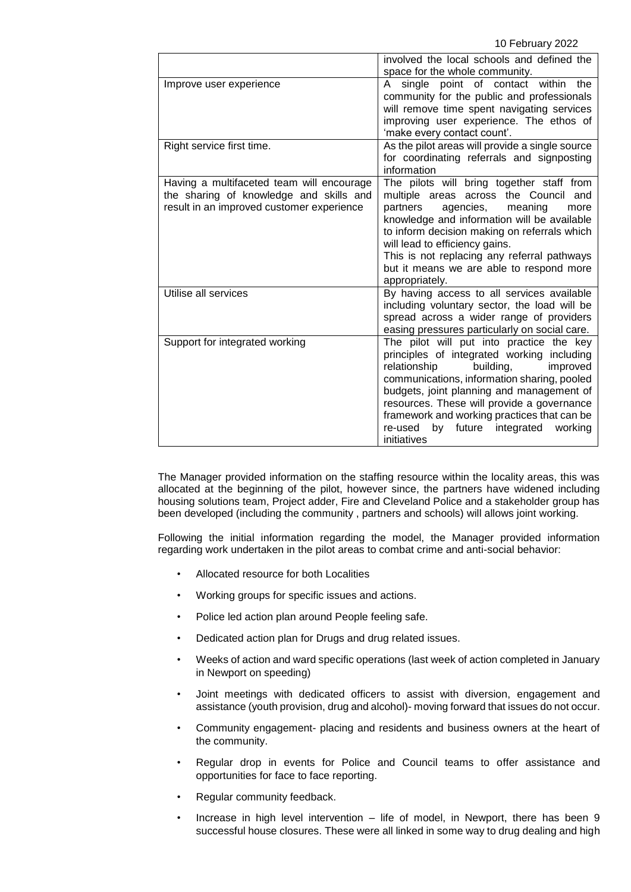| | |
|---|---|
| | involved the local schools and defined the space for the whole community. |
| Improve user experience | A single point of contact within the community for the public and professionals will remove time spent navigating services improving user experience. The ethos of 'make every contact count'. |
| Right service first time. | As the pilot areas will provide a single source for coordinating referrals and signposting information |
| Having a multifaceted team will encourage the sharing of knowledge and skills and result in an improved customer experience | The pilots will bring together staff from multiple areas across the Council and partners agencies, meaning more knowledge and information will be available to inform decision making on referrals which will lead to efficiency gains.<br>This is not replacing any referral pathways but it means we are able to respond more appropriately. |
| Utilise all services | By having access to all services available including voluntary sector, the load will be spread across a wider range of providers easing pressures particularly on social care. |
| Support for integrated working | The pilot will put into practice the key principles of integrated working including relationship building, improved communications, information sharing, pooled budgets, joint planning and management of resources. These will provide a governance framework and working practices that can be re-used by future integrated working initiatives |

The Manager provided information on the staffing resource within the locality areas, this was allocated at the beginning of the pilot, however since, the partners have widened including housing solutions team, Project adder, Fire and Cleveland Police and a stakeholder group has been developed (including the community , partners and schools) will allows joint working.

Following the initial information regarding the model, the Manager provided information regarding work undertaken in the pilot areas to combat crime and anti-social behavior:

- Allocated resource for both Localities
- Working groups for specific issues and actions.
- Police led action plan around People feeling safe.
- Dedicated action plan for Drugs and drug related issues.
- Weeks of action and ward specific operations (last week of action completed in January in Newport on speeding)
- Joint meetings with dedicated officers to assist with diversion, engagement and assistance (youth provision, drug and alcohol)- moving forward that issues do not occur.
- Community engagement- placing and residents and business owners at the heart of the community.
- Regular drop in events for Police and Council teams to offer assistance and opportunities for face to face reporting.
- Regular community feedback.
- Increase in high level intervention – life of model, in Newport, there has been 9 successful house closures. These were all linked in some way to drug dealing and high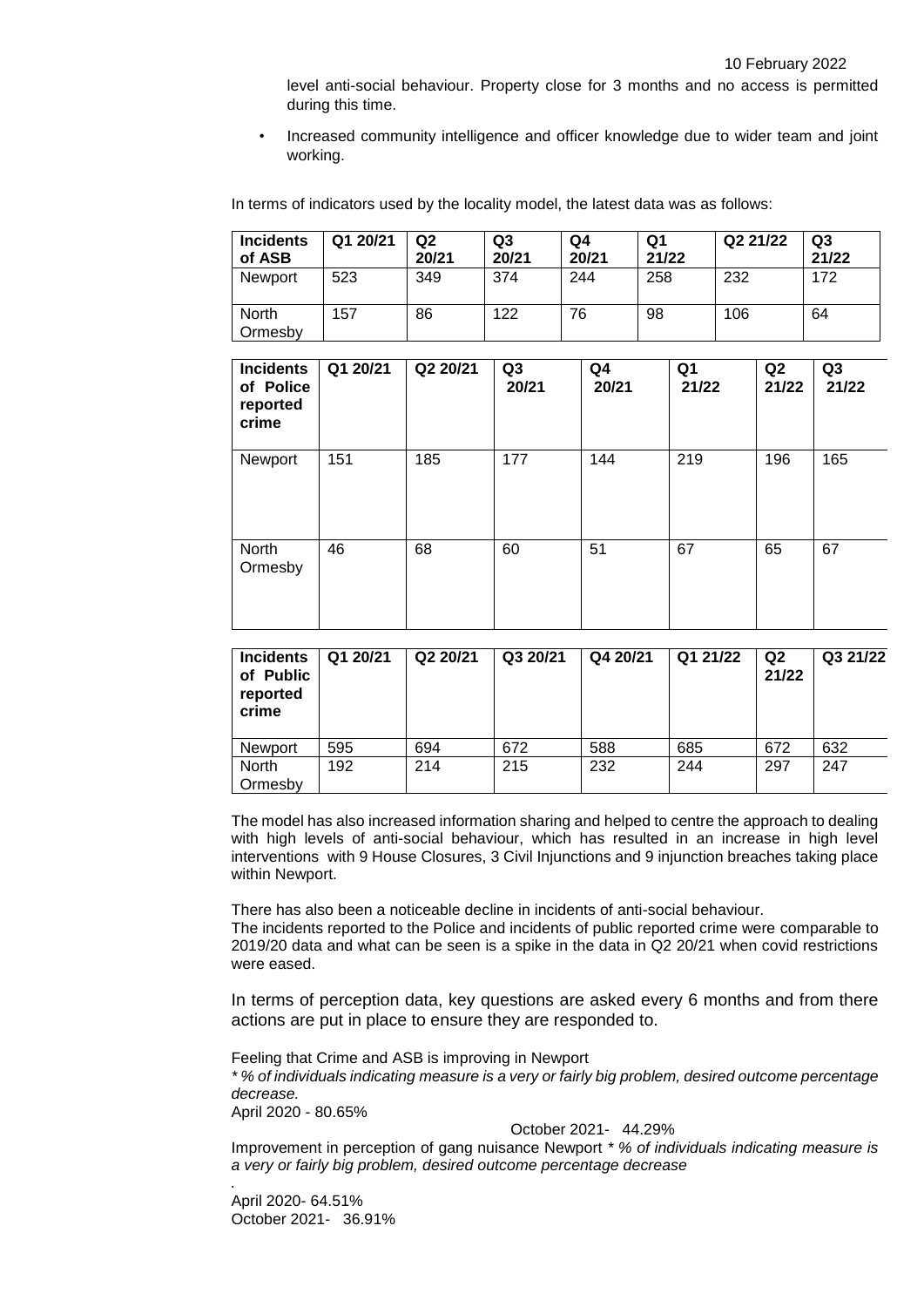level anti-social behaviour. Property close for 3 months and no access is permitted during this time.

- Increased community intelligence and officer knowledge due to wider team and joint working.

In terms of indicators used by the locality model, the latest data was as follows:

| Incidents of ASB | Q1 20/21 | Q2 20/21 | Q3 20/21 | Q4 20/21 | Q1 21/22 | Q2 21/22 | Q3 21/22 |
|---|---|---|---|---|---|---|---|
| Newport | 523 | 349 | 374 | 244 | 258 | 232 | 172 |
| North Ormesby | 157 | 86 | 122 | 76 | 98 | 106 | 64 |

| Incidents of Police reported crime | Q1 20/21 | Q2 20/21 | Q3 20/21 | Q4 20/21 | Q1 21/22 | Q2 21/22 | Q3 21/22 |
|---|---|---|---|---|---|---|---|
| Newport | 151 | 185 | 177 | 144 | 219 | 196 | 165 |
| North Ormesby | 46 | 68 | 60 | 51 | 67 | 65 | 67 |

| Incidents of Public reported crime | Q1 20/21 | Q2 20/21 | Q3 20/21 | Q4 20/21 | Q1 21/22 | Q2 21/22 | Q3 21/22 |
|---|---|---|---|---|---|---|---|
| Newport | 595 | 694 | 672 | 588 | 685 | 672 | 632 |
| North Ormesby | 192 | 214 | 215 | 232 | 244 | 297 | 247 |

The model has also increased information sharing and helped to centre the approach to dealing with high levels of anti-social behaviour, which has resulted in an increase in high level interventions with 9 House Closures, 3 Civil Injunctions and 9 injunction breaches taking place within Newport.

There has also been a noticeable decline in incidents of anti-social behaviour.
The incidents reported to the Police and incidents of public reported crime were comparable to 2019/20 data and what can be seen is a spike in the data in Q2 20/21 when covid restrictions were eased.

In terms of perception data, key questions are asked every 6 months and from there actions are put in place to ensure they are responded to.

Feeling that Crime and ASB is improving in Newport
*\* % of individuals indicating measure is a very or fairly big problem, desired outcome percentage decrease.*
April 2020 - 80.65%
October 2021- 44.29%
Improvement in perception of gang nuisance Newport *\* % of individuals indicating measure is a very or fairly big problem, desired outcome percentage decrease*

April 2020- 64.51%
October 2021- 36.91%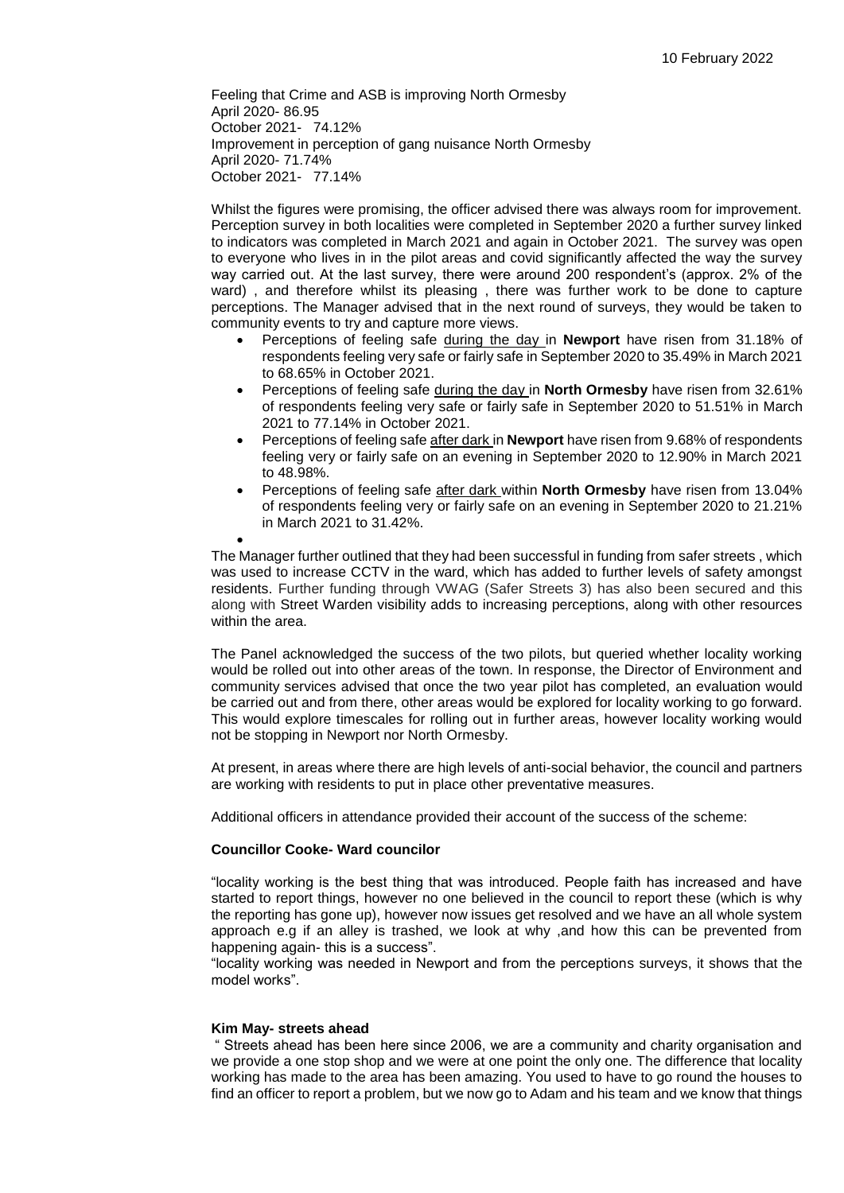Feeling that Crime and ASB is improving North Ormesby
April 2020- 86.95
October 2021- 74.12%
Improvement in perception of gang nuisance North Ormesby
April 2020- 71.74%
October 2021- 77.14%

Whilst the figures were promising, the officer advised there was always room for improvement. Perception survey in both localities were completed in September 2020 a further survey linked to indicators was completed in March 2021 and again in October 2021. The survey was open to everyone who lives in in the pilot areas and covid significantly affected the way the survey way carried out. At the last survey, there were around 200 respondent's (approx. 2% of the ward) , and therefore whilst its pleasing , there was further work to be done to capture perceptions. The Manager advised that in the next round of surveys, they would be taken to community events to try and capture more views.

- Perceptions of feeling safe during the day in **Newport** have risen from 31.18% of respondents feeling very safe or fairly safe in September 2020 to 35.49% in March 2021 to 68.65% in October 2021.
- Perceptions of feeling safe during the day in **North Ormesby** have risen from 32.61% of respondents feeling very safe or fairly safe in September 2020 to 51.51% in March 2021 to 77.14% in October 2021.
- Perceptions of feeling safe after dark in **Newport** have risen from 9.68% of respondents feeling very or fairly safe on an evening in September 2020 to 12.90% in March 2021 to 48.98%.
- Perceptions of feeling safe after dark within **North Ormesby** have risen from 13.04% of respondents feeling very or fairly safe on an evening in September 2020 to 21.21% in March 2021 to 31.42%.

The Manager further outlined that they had been successful in funding from safer streets , which was used to increase CCTV in the ward, which has added to further levels of safety amongst residents. Further funding through VWAG (Safer Streets 3) has also been secured and this along with Street Warden visibility adds to increasing perceptions, along with other resources within the area.

The Panel acknowledged the success of the two pilots, but queried whether locality working would be rolled out into other areas of the town. In response, the Director of Environment and community services advised that once the two year pilot has completed, an evaluation would be carried out and from there, other areas would be explored for locality working to go forward. This would explore timescales for rolling out in further areas, however locality working would not be stopping in Newport nor North Ormesby.

At present, in areas where there are high levels of anti-social behavior, the council and partners are working with residents to put in place other preventative measures.

Additional officers in attendance provided their account of the success of the scheme:

**Councillor Cooke- Ward councilor**

"locality working is the best thing that was introduced. People faith has increased and have started to report things, however no one believed in the council to report these (which is why the reporting has gone up), however now issues get resolved and we have an all whole system approach e.g if an alley is trashed, we look at why ,and how this can be prevented from happening again- this is a success".

"locality working was needed in Newport and from the perceptions surveys, it shows that the model works".

**Kim May- streets ahead**

" Streets ahead has been here since 2006, we are a community and charity organisation and we provide a one stop shop and we were at one point the only one. The difference that locality working has made to the area has been amazing. You used to have to go round the houses to find an officer to report a problem, but we now go to Adam and his team and we know that things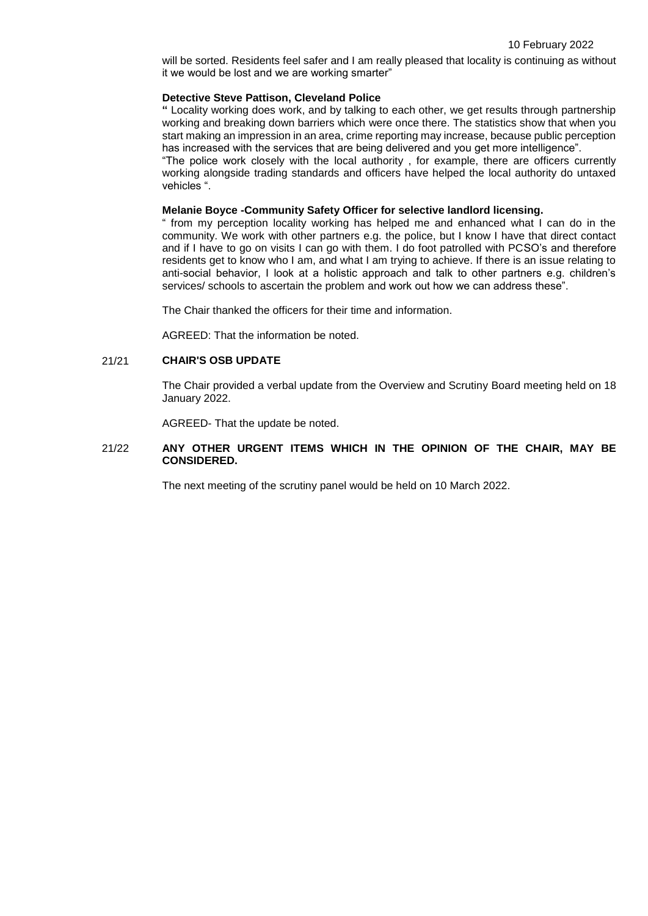will be sorted. Residents feel safer and I am really pleased that locality is continuing as without it we would be lost and we are working smarter"

**Detective Steve Pattison, Cleveland Police**

**"** Locality working does work, and by talking to each other, we get results through partnership working and breaking down barriers which were once there. The statistics show that when you start making an impression in an area, crime reporting may increase, because public perception has increased with the services that are being delivered and you get more intelligence".

"The police work closely with the local authority , for example, there are officers currently working alongside trading standards and officers have helped the local authority do untaxed vehicles ".

**Melanie Boyce -Community Safety Officer for selective landlord licensing.**

" from my perception locality working has helped me and enhanced what I can do in the community. We work with other partners e.g. the police, but I know I have that direct contact and if I have to go on visits I can go with them. I do foot patrolled with PCSO's and therefore residents get to know who I am, and what I am trying to achieve. If there is an issue relating to anti-social behavior, I look at a holistic approach and talk to other partners e.g. children's services/ schools to ascertain the problem and work out how we can address these".

The Chair thanked the officers for their time and information.

AGREED: That the information be noted.

21/21 **CHAIR'S OSB UPDATE**

The Chair provided a verbal update from the Overview and Scrutiny Board meeting held on 18 January 2022.

AGREED- That the update be noted.

21/22 **ANY OTHER URGENT ITEMS WHICH IN THE OPINION OF THE CHAIR, MAY BE CONSIDERED.**

The next meeting of the scrutiny panel would be held on 10 March 2022.